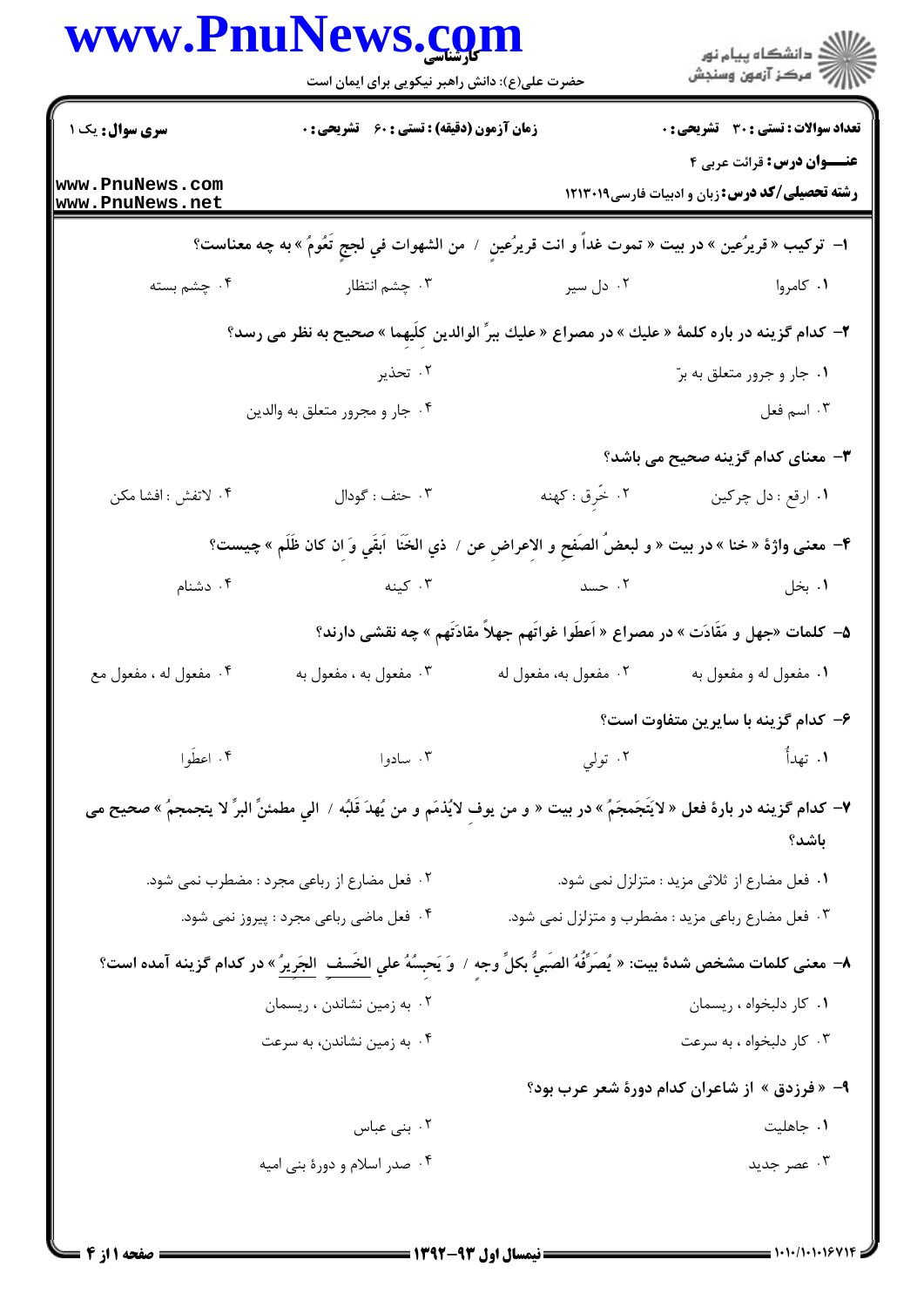**سری سوال:** یک ۱

**زمان آزمون (دقیقه) : تستی : ۶۰ تشریحی : ۰**

**تعداد سوالات : تستی : ۳۰ تشریحی : ۰**

**عنوان درس:** قرائت عربی ۴

**رشته تحصیلی/کد درس:** زبان و ادبیات فارسی۱۲۱۳۰۱۹

۱- ترکیب « قریرُعین » در بیت « تموت غداً و انت قریرُعینٍ / من الشهوات في لججٍ تَعُومُ » به چه معناست؟

۱. کامروا
۲. دل سیر
۳. چشم انتظار
۴. چشم بسته

۲- کدام گزینه در باره کلمهٔ « علیك » در مصراع « علیك بِبِرِّ الوالدین کلَیهما » صحیح به نظر می رسد؟

۱. جار و جرور متعلق به برّ
۲. تحذیر
۳. اسم فعل
۴. جار و مجرور متعلق به والدین

۳- معنای کدام گزینه صحیح می باشد؟

۱. ارقع : دل چرکین
۲. خَرِق : کهنه
۳. حتف : گودال
۴. لاتفش : افشا مکن

۴- معنی واژهٔ « خنا » در بیت « و لبعضُ الصفحِ و الاعراضِ عن / ذي الخَنَا اَبقَي وَ ان کان ظَلَم » چیست؟

۱. بخل
۲. حسد
۳. کینه
۴. دشنام

۵- کلمات «جهل و مَقَادَت » در مصراع « اَعطَوا غواتَهم جهلاً مقادَتَهم » چه نقشی دارند؟

۱. مفعول له و مفعول به
۲. مفعول به، مفعول له
۳. مفعول به ، مفعول به
۴. مفعول له ، مفعول مع

۶- کدام گزینه با سایرین متفاوت است؟

۱. تهدأُ
۲. تولي
۳. سادوا
۴. اعطَوا

۷- کدام گزینه در بارهٔ فعل « لایَتَجَمجَمُ » در بیت « و من یوفِ لایُذمَم و من یُهدَ قَلبُه / الي مطمئنِّ البرِّ لا یتجمجمُ » صحیح می باشد؟

۱. فعل مضارع از ثلاثي مزید : متزلزل نمی شود.
۲. فعل مضارع از رباعی مجرد : مضطرب نمی شود.
۳. فعل مضارع رباعی مزید : مضطرب و متزلزل نمی شود.
۴. فعل ماضی رباعی مجرد : پیروز نمی شود.

۸- معنی کلمات مشخص شدهٔ بیت: « یُصَرِّفُهُ الصَبيُّ بکلِّ وجه / وَ یَحبِسُهُ علي الخَسفِ الجَریرُ » در کدام گزینه آمده است؟

۱. کار دلبخواه ، ریسمان
۲. به زمین نشاندن ، ریسمان
۳. کار دلبخواه ، به سرعت
۴. به زمین نشاندن، به سرعت

۹- « فرزدق » از شاعران کدام دورهٔ شعر عرب بود؟

۱. جاهلیت
۲. بنی عباس
۳. عصر جدید
۴. صدر اسلام و دورهٔ بنی امیه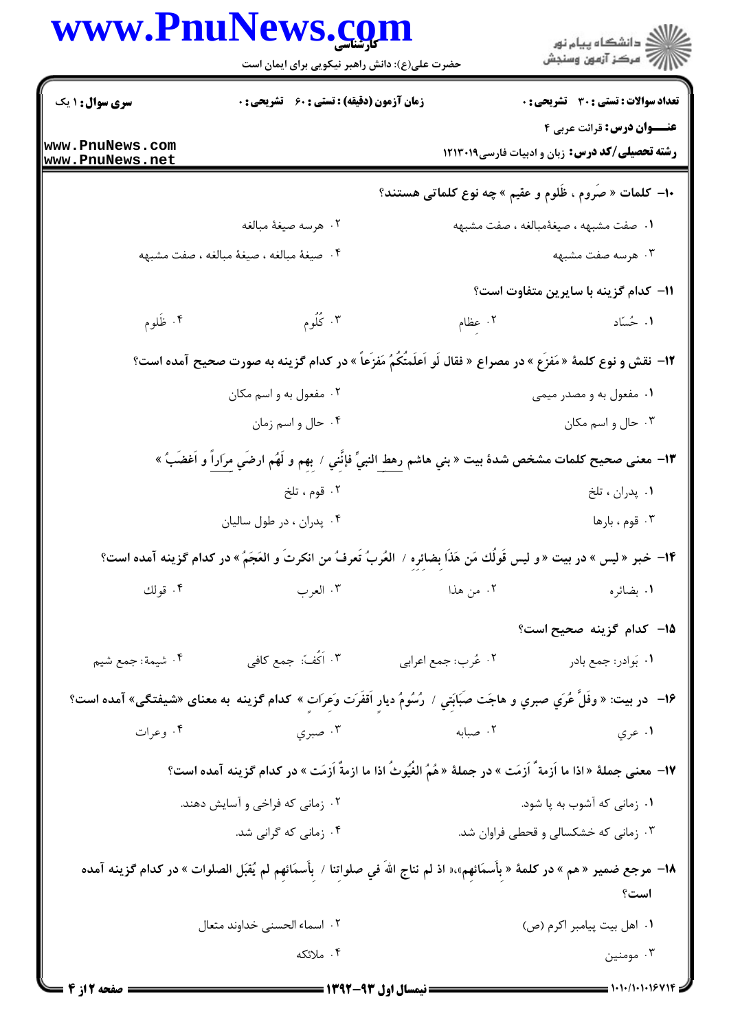**سری سوال:** ۱ یک | **زمان آزمون (دقیقه) : تستی :** ۶۰ **تشریحی :** ۰ | **تعداد سوالات : تستی :** ۳۰ **تشریحی :** ۰

**عنـــوان درس:** قرائت عربی ۴

**رشته تحصیلی/کد درس:** زبان و ادبیات فارسی۱۲۱۳۰۱۹

۱۰- کلمات « صَروم ، ظَلوم و عقیم » چه نوع کلماتی هستند؟

۱. صفت مشبهه ، صیغهٔمبالغه ، صفت مشبهه
۲. هرسه صیغهٔ مبالغه
۳. هرسه صفت مشبهه
۴. صیغهٔ مبالغه ، صیغهٔ مبالغه ، صفت مشبهه

۱۱- کدام گزینه با سایرین متفاوت است؟

۱. حُسّاد
۲. عظام
۳. کُلُوم
۴. ظَلوم

۱۲- نقش و نوع کلمهٔ « مَفزَع » در مصراع « فقال لَو اَعلَمتُکُمُ مَفزَعاً » در کدام گزینه به صورت صحیح آمده است؟

۱. مفعول به و مصدر میمی
۲. مفعول به و اسم مکان
۳. حال و اسم مکان
۴. حال و اسم زمان

۱۳- معنی صحیح کلمات مشخص شدهٔ بیت « بني هاشم رهط النبيِّ فإنَّني / بِهِم و لَهُم ارضَي مِرَاراً و اَغضَبُ »

۱. پدران ، تلخ
۲. قوم ، تلخ
۳. قوم ، بارها
۴. پدران ، در طول سالیان

۱۴- خبر « لیس » در بیت « و لیس قَولُك مَن هَذَا بضائِره / العُربُ تَعرفُ من انكرتَ و العَجَمُ » در کدام گزینه آمده است؟

۱. بضائره
۲. من هذا
۳. العرب
۴. قولك

۱۵- کدام گزینه صحیح است؟

۱. بَوادر: جمع بادر
۲. عُرب: جمع اعرابی
۳. اَکُف: جمع کافی
۴. شیمة: جمع شیم

۱۶- در بیت: « وفَلَّ عُرَي صبري و هاجَت صَبَابَتِي / رُسُومُ دیارٍ اَقفَرَت وَعِرَات » کدام گزینه به معنای «شیفتگی» آمده است؟

۱. عري
۲. صبابه
۳. صبري
۴. وعرات

۱۷- معنی جملهٔ « اذا ما اَزمهٌ اَزَمَت » در جملهٔ « هُمُ الغُیُوثُ اذا ما ازمةٌ اَزَمَت » در کدام گزینه آمده است؟

۱. زمانی که آشوب به پا شود.
۲. زمانی که فراخی و آسایش دهند.
۳. زمانی که خشکسالی و قحطی فراوان شد.
۴. زمانی که گرانی شد.

۱۸- مرجع ضمیر « هم » در کلمهٔ « بِأسمَائِهِم»،« اذ لم نناج اللهَ في صلواتنا / بِأسمَائِهِم لم يُقبَل الصلوات » در کدام گزینه آمده است؟

۱. اهل بیت پیامبر اکرم (ص)
۲. اسماء الحسنی خداوند متعال
۳. مومنین
۴. ملائکه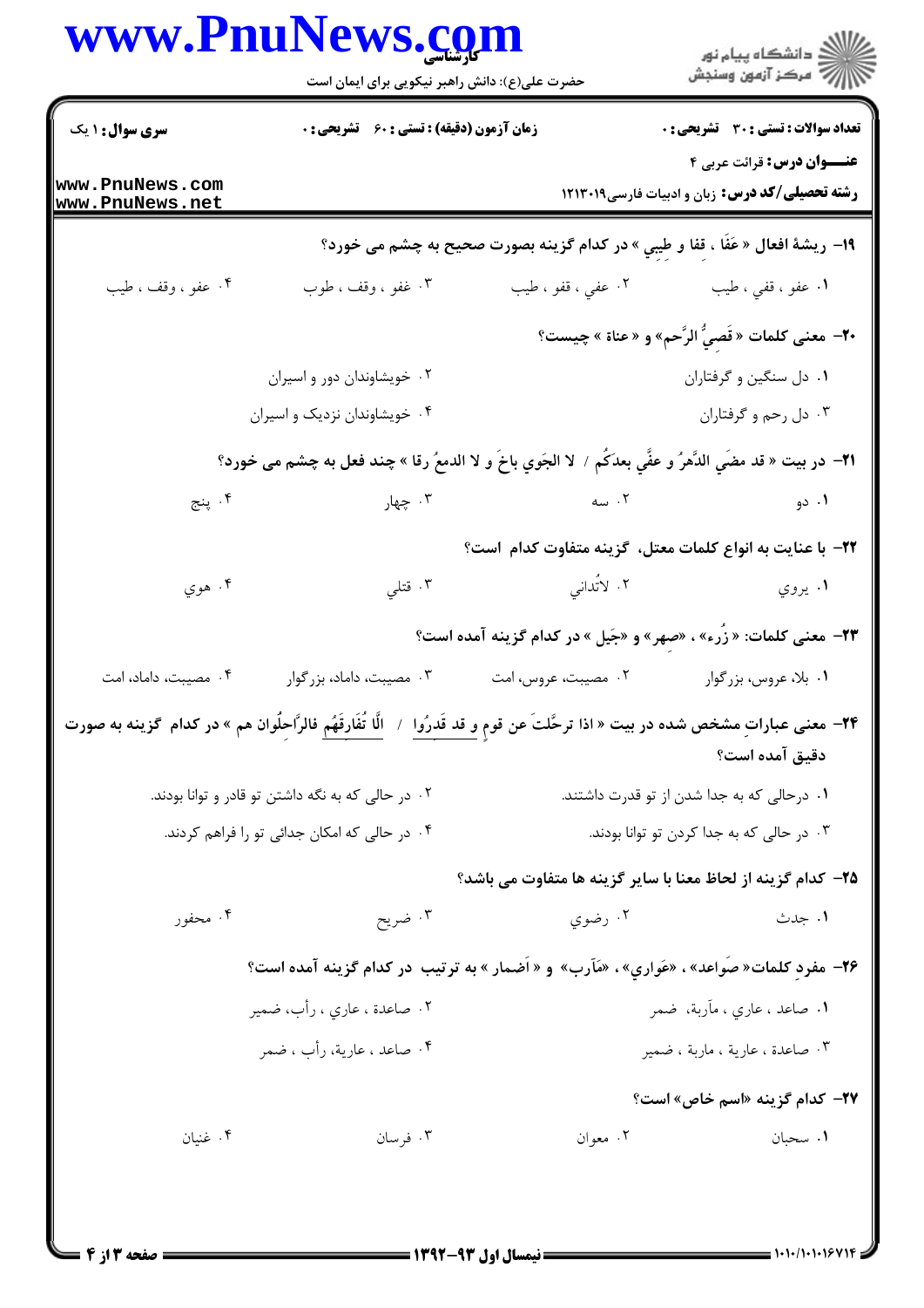۱۹- ریشهٔ افعال « عَفَا ، قفا و طِیبی » در کدام گزینه بصورت صحیح به چشم می خورد؟

۱. عفو ، قفي ، طيب
۲. عفي ، قفو ، طيب
۳. غفو ، وقف ، طوب
۴. عفو ، وقف ، طيب

۲۰- معنی کلمات « قَصِيُّ الرَّحم» و « عناة » چیست؟

۱. دل سنگین و گرفتاران
۲. خویشاوندان دور و اسیران
۳. دل رحم و گرفتاران
۴. خویشاوندان نزدیک و اسیران

۲۱- در بیت « قد مضَى الدَّهرُ و عفَّى بعدَكُم / لا الجَوي باخَ و لا الدمعُ رقا » چند فعل به چشم می خورد؟

۱. دو
۲. سه
۳. چهار
۴. پنج

۲۲- با عنایت به انواع کلمات معتل، گزینه متفاوت کدام است؟

۱. يروي
۲. لانْداني
۳. قتلي
۴. هوي

۲۳- معنی کلمات: « رُزء» ، «صِهر» و «جَيل » در کدام گزینه آمده است؟

۱. بلاء، عروس، بزرگوار
۲. مصیبت، عروس، امت
۳. مصیبت، داماد، بزرگوار
۴. مصیبت، داماد، امت

۲۴- معنی عبارات مشخص شده در بیت « اذا ترحَّلتَ عن قومٍ و قد قَدرُوا / الَّا تُفَارِقَهُم فالرَّاحِلُوان هم » در کدام گزینه به صورت دقیق آمده است؟

۱. درحالی که به جدا شدن از تو قدرت داشتند.
۲. در حالی که به نگه داشتن تو قادر و توانا بودند.
۳. در حالی که به جدا کردن تو توانا بودند.
۴. در حالی که امکان جدائی تو را فراهم کردند.

۲۵- کدام گزینه از لحاظ معنا با سایر گزینه ها متفاوت می باشد؟

۱. جدث
۲. رضوي
۳. ضريح
۴. محفور

۲۶- مفردِ کلمات« صَواعد» ، «عَواري» ، «مَآرب» و « اَضمار » به ترتیب در کدام گزینه آمده است؟

۱. صاعد ، عاري ، مآربة، ضمر
۲. صاعدة ، عاري ، رأب، ضمير
۳. صاعدة ، عارية ، مآربة ، ضمير
۴. صاعد ، عارية، رأب ، ضمر

۲۷- کدام گزینه «اسم خاص» است؟

۱. سحبان
۲. معوان
۳. فرسان
۴. غنيان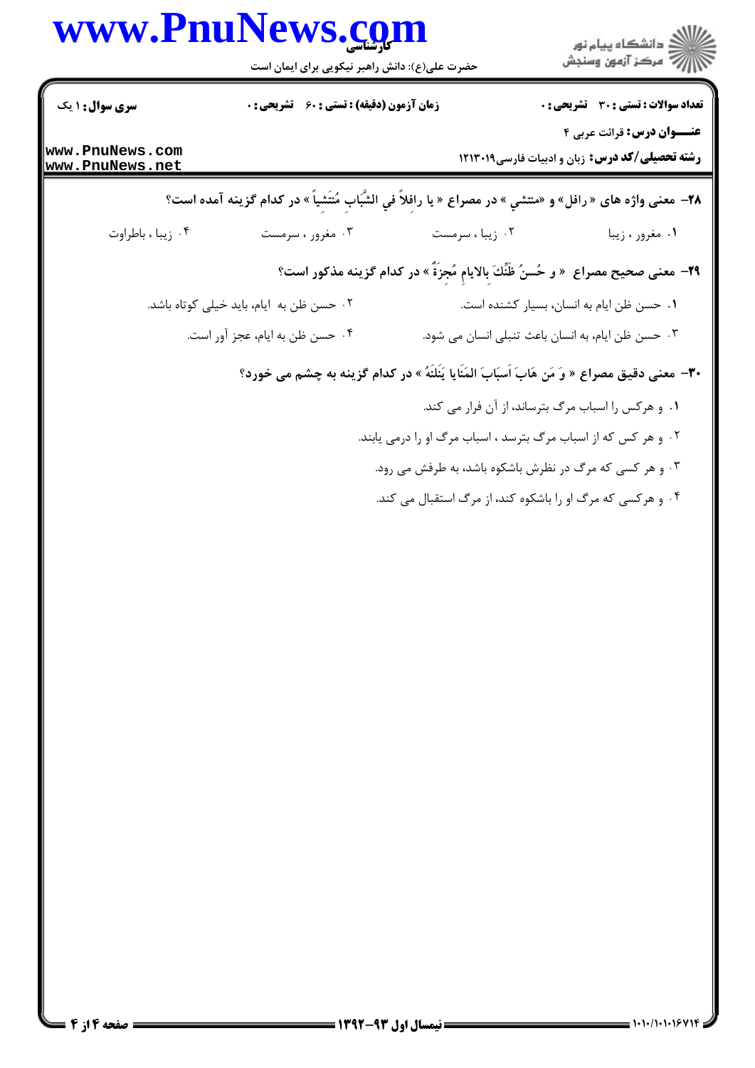۲۸- معنی واژه های « رافل» و «متنشي » در مصراع « يا رافِلاً في الشَّبابِ مُتَشياً » در کدام گزینه آمده است؟

۱. مغرور ، زیبا

۲. زیبا ، سرمست

۳. مغرور ، سرمست

۴. زیبا ، باطراوت

۲۹- معنی صحیح مصراع « و حُسنُ ظَنِّكَ بالايامِ مُجزَةٌ » در کدام گزینه مذکور است؟

۱. حسن ظن ایام به انسان، بسیار کشنده است.

۲. حسن ظن به ایام، باید خیلی کوتاه باشد.

۳. حسن ظن ایام، به انسان باعث تنبلی انسان می شود.

۴. حسن ظن به ایام، عجز آور است.

۳۰- معنی دقیق مصراع « وَ مَن هَابَ اَسبَابَ المَنَايا يَنَلنَهُ » در کدام گزینه به چشم می خورد؟

۱. و هرکس را اسباب مرگ بترساند، از آن فرار می کند.

۲. و هر کس که از اسباب مرگ بترسد ، اسباب مرگ او را درمی یابند.

۳. و هر کسی که مرگ در نظرش باشکوه باشد، به طرفش می رود.

۴. و هرکسی که مرگ او را باشکوه کند، از مرگ استقبال می کند.